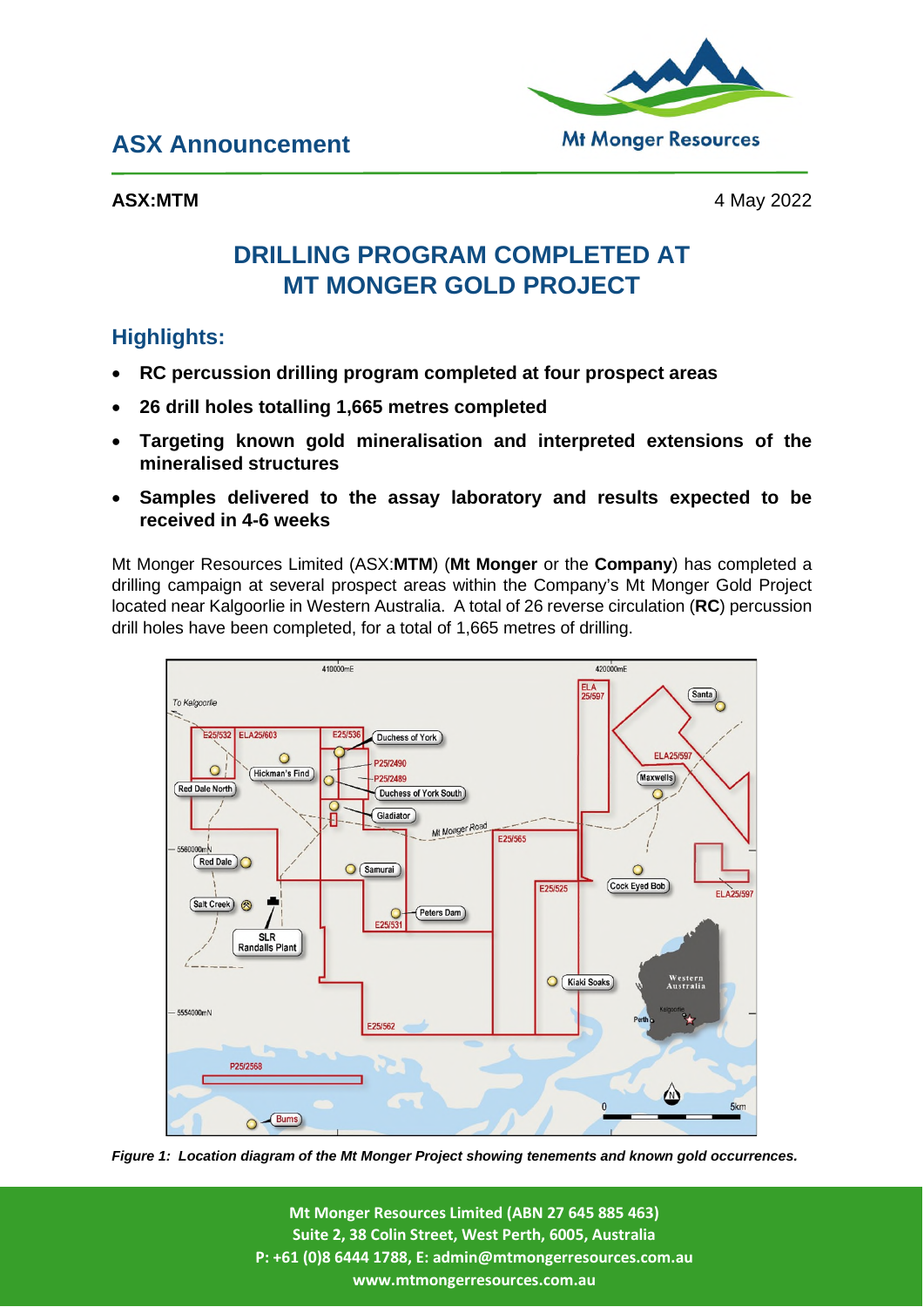# ASX Announcement

**ASX:MTM** 4 May 2022

## DRILLING PROGRAM COMPLETED AT MT MONGER GOLD PROJECT

### Highlights:

- **RC percussion drilling program completed at four prospect areas**
- **26 drill holes totalling 1,665 metres completed**
- **Targeting known gold mineralisation and interpreted extensions of the mineralised structures**
- **Samples delivered to the assay laboratory and results expected to be received in 4-6 weeks**

Mt Monger Resources Limited (ASX:**MTM**) (**Mt Monger** or the **Company**) has completed a drilling campaign at several prospect areas within the Company's Mt Monger Gold Project located near Kalgoorlie in Western Australia. A total of 26 reverse circulation (**RC**) percussion drill holes have been completed, for a total of 1,665 metres of drilling.

*Figure 1: Location diagram of the Mt Monger Project showing tenements and known gold occurrences.*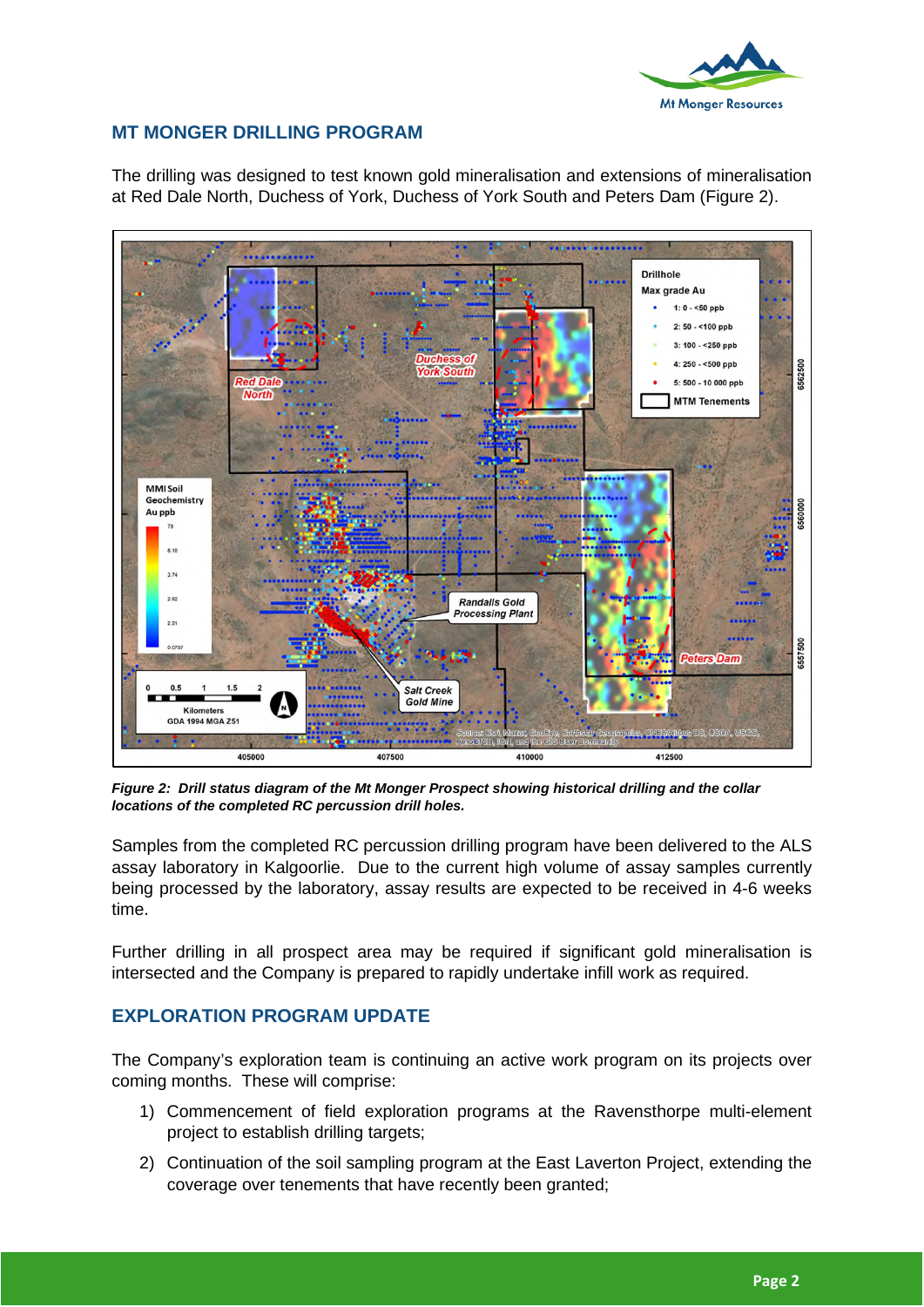## MT MONGER DRILLING PROGRAM

The drilling was designed to test known gold mineralisation and extensions of mineralisation at Red Dale North, Duchess of York, Duchess of York South and Peters Dam (Figure 2).

*Figure 2: Drill status diagram of the Mt Monger Prospect showing historical drilling and the collar locations of the completed RC percussion drill holes.*

Samples from the completed RC percussion drilling program have been delivered to the ALS assay laboratory in Kalgoorlie. Due to the current high volume of assay samples currently being processed by the laboratory, assay results are expected to be received in 4-6 weeks time.

Further drilling in all prospect area may be required if significant gold mineralisation is intersected and the Company is prepared to rapidly undertake infill work as required.

## EXPLORATION PROGRAM UPDATE

The Company's exploration team is continuing an active work program on its projects over coming months. These will comprise:

1) Commencement of field exploration programs at the Ravensthorpe multi-element project to establish drilling targets;
2) Continuation of the soil sampling program at the East Laverton Project, extending the coverage over tenements that have recently been granted;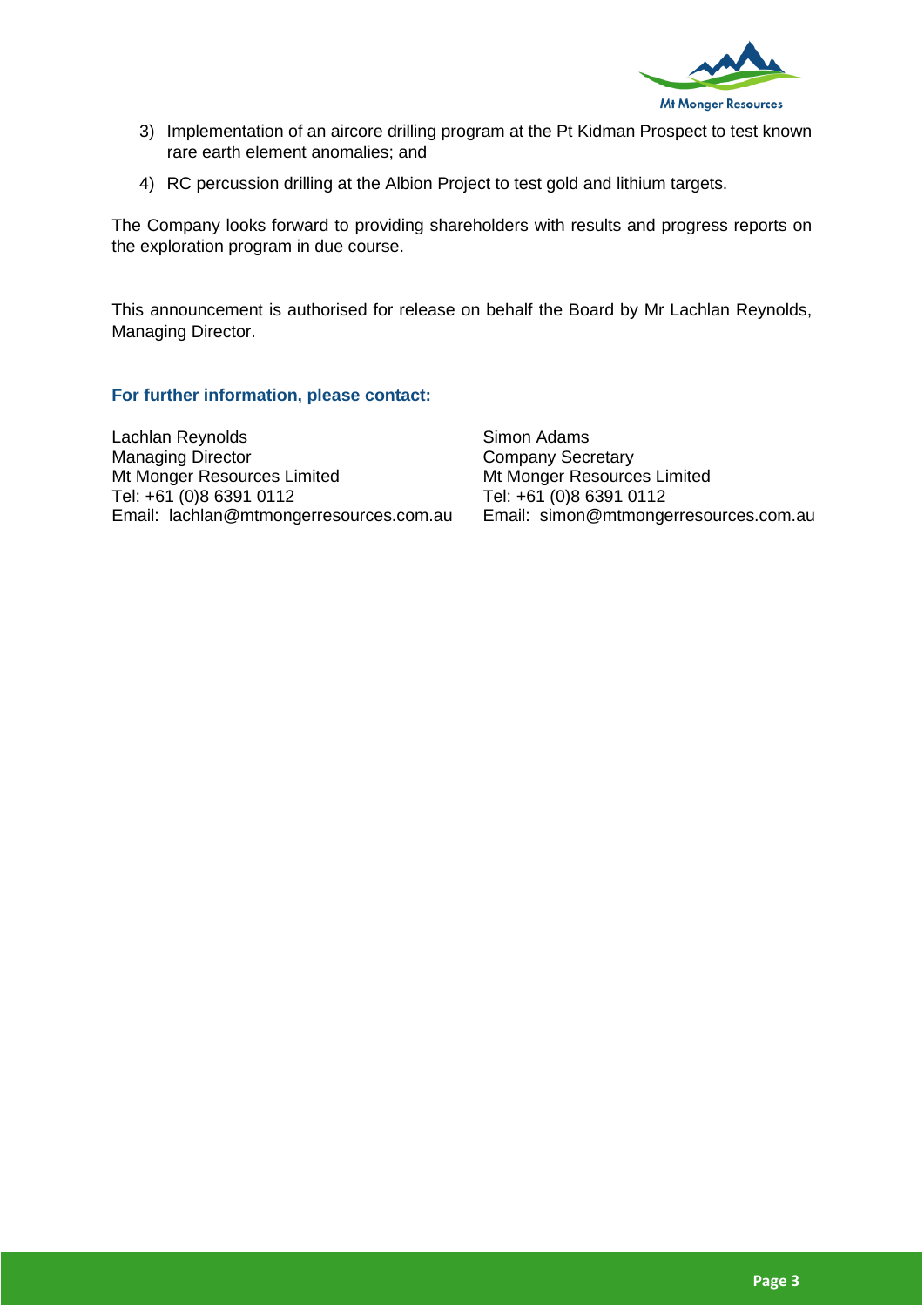3) Implementation of an aircore drilling program at the Pt Kidman Prospect to test known rare earth element anomalies; and

4) RC percussion drilling at the Albion Project to test gold and lithium targets.

The Company looks forward to providing shareholders with results and progress reports on the exploration program in due course.

This announcement is authorised for release on behalf the Board by Mr Lachlan Reynolds, Managing Director.

**For further information, please contact:**

Lachlan Reynolds
Managing Director
Mt Monger Resources Limited
Tel: +61 (0)8 6391 0112
Email: lachlan@mtmongerresources.com.au

Simon Adams
Company Secretary
Mt Monger Resources Limited
Tel: +61 (0)8 6391 0112
Email: simon@mtmongerresources.com.au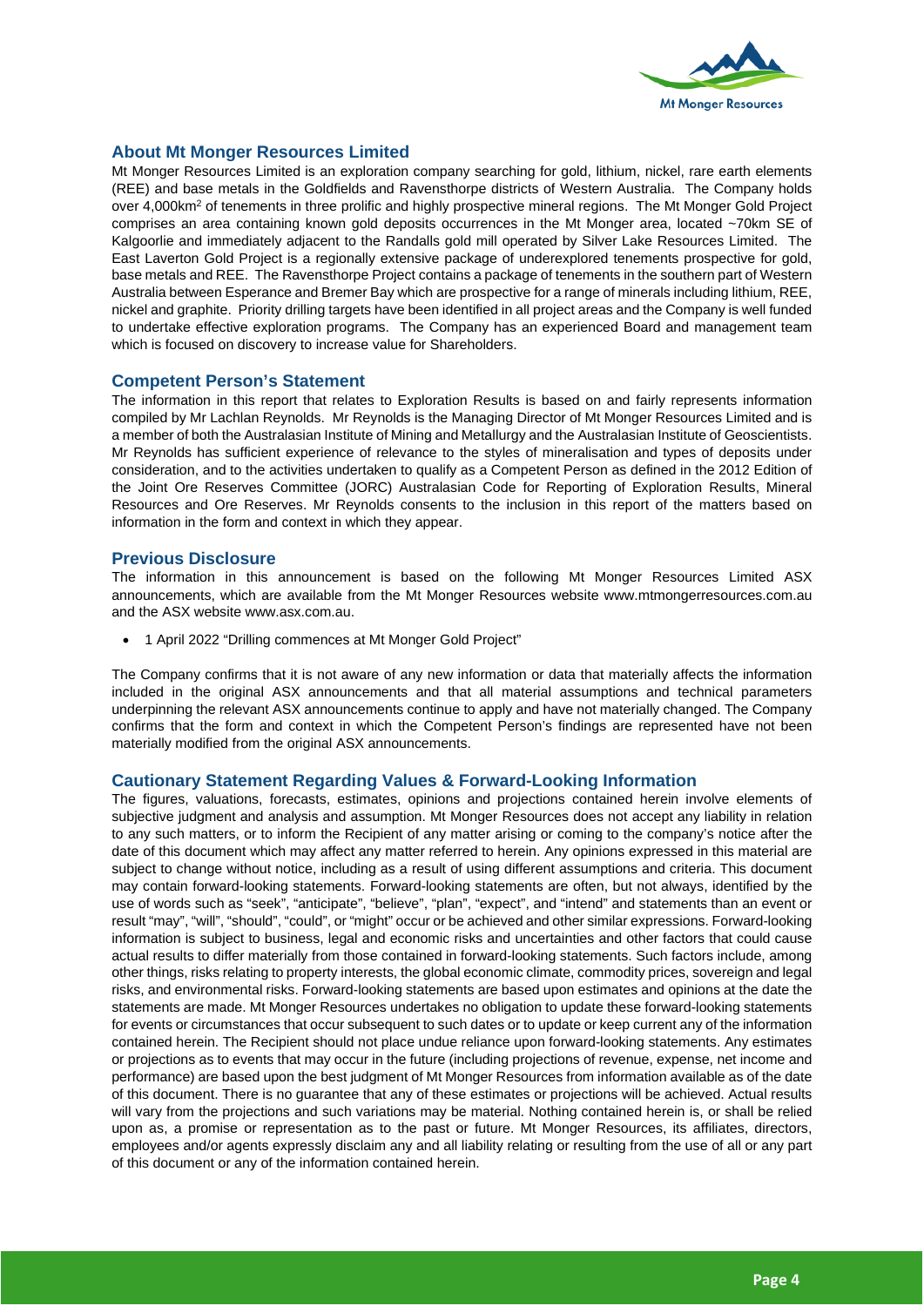## About Mt Monger Resources Limited

Mt Monger Resources Limited is an exploration company searching for gold, lithium, nickel, rare earth elements (REE) and base metals in the Goldfields and Ravensthorpe districts of Western Australia. The Company holds over 4,000km$^2$ of tenements in three prolific and highly prospective mineral regions. The Mt Monger Gold Project comprises an area containing known gold deposits occurrences in the Mt Monger area, located ~70km SE of Kalgoorlie and immediately adjacent to the Randalls gold mill operated by Silver Lake Resources Limited. The East Laverton Gold Project is a regionally extensive package of underexplored tenements prospective for gold, base metals and REE. The Ravensthorpe Project contains a package of tenements in the southern part of Western Australia between Esperance and Bremer Bay which are prospective for a range of minerals including lithium, REE, nickel and graphite. Priority drilling targets have been identified in all project areas and the Company is well funded to undertake effective exploration programs. The Company has an experienced Board and management team which is focused on discovery to increase value for Shareholders.

## Competent Person's Statement

The information in this report that relates to Exploration Results is based on and fairly represents information compiled by Mr Lachlan Reynolds. Mr Reynolds is the Managing Director of Mt Monger Resources Limited and is a member of both the Australasian Institute of Mining and Metallurgy and the Australasian Institute of Geoscientists. Mr Reynolds has sufficient experience of relevance to the styles of mineralisation and types of deposits under consideration, and to the activities undertaken to qualify as a Competent Person as defined in the 2012 Edition of the Joint Ore Reserves Committee (JORC) Australasian Code for Reporting of Exploration Results, Mineral Resources and Ore Reserves. Mr Reynolds consents to the inclusion in this report of the matters based on information in the form and context in which they appear.

## Previous Disclosure

The information in this announcement is based on the following Mt Monger Resources Limited ASX announcements, which are available from the Mt Monger Resources website www.mtmongerresources.com.au and the ASX website www.asx.com.au.

- 1 April 2022 "Drilling commences at Mt Monger Gold Project"

The Company confirms that it is not aware of any new information or data that materially affects the information included in the original ASX announcements and that all material assumptions and technical parameters underpinning the relevant ASX announcements continue to apply and have not materially changed. The Company confirms that the form and context in which the Competent Person's findings are represented have not been materially modified from the original ASX announcements.

## Cautionary Statement Regarding Values & Forward-Looking Information

The figures, valuations, forecasts, estimates, opinions and projections contained herein involve elements of subjective judgment and analysis and assumption. Mt Monger Resources does not accept any liability in relation to any such matters, or to inform the Recipient of any matter arising or coming to the company's notice after the date of this document which may affect any matter referred to herein. Any opinions expressed in this material are subject to change without notice, including as a result of using different assumptions and criteria. This document may contain forward-looking statements. Forward-looking statements are often, but not always, identified by the use of words such as "seek", "anticipate", "believe", "plan", "expect", and "intend" and statements than an event or result "may", "will", "should", "could", or "might" occur or be achieved and other similar expressions. Forward-looking information is subject to business, legal and economic risks and uncertainties and other factors that could cause actual results to differ materially from those contained in forward-looking statements. Such factors include, among other things, risks relating to property interests, the global economic climate, commodity prices, sovereign and legal risks, and environmental risks. Forward-looking statements are based upon estimates and opinions at the date the statements are made. Mt Monger Resources undertakes no obligation to update these forward-looking statements for events or circumstances that occur subsequent to such dates or to update or keep current any of the information contained herein. The Recipient should not place undue reliance upon forward-looking statements. Any estimates or projections as to events that may occur in the future (including projections of revenue, expense, net income and performance) are based upon the best judgment of Mt Monger Resources from information available as of the date of this document. There is no guarantee that any of these estimates or projections will be achieved. Actual results will vary from the projections and such variations may be material. Nothing contained herein is, or shall be relied upon as, a promise or representation as to the past or future. Mt Monger Resources, its affiliates, directors, employees and/or agents expressly disclaim any and all liability relating or resulting from the use of all or any part of this document or any of the information contained herein.